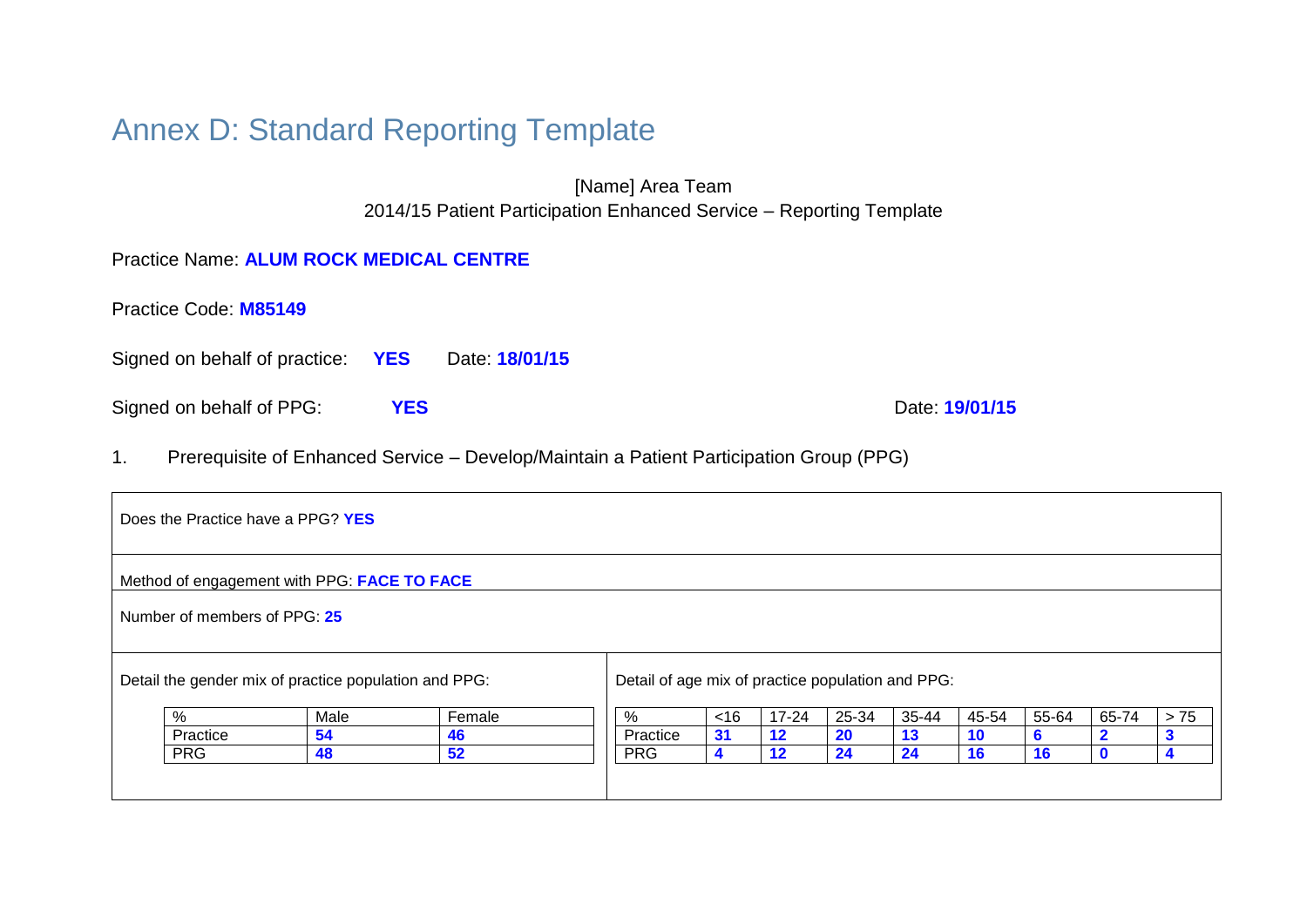# Annex D: Standard Reporting Template

[Name] Area Team
2014/15 Patient Participation Enhanced Service – Reporting Template

Practice Name: **ALUM ROCK MEDICAL CENTRE**

Practice Code: **M85149**

Signed on behalf of practice: **YES** Date: **18/01/15**

Signed on behalf of PPG: **YES** Date: **19/01/15**

1. Prerequisite of Enhanced Service – Develop/Maintain a Patient Participation Group (PPG)

Does the Practice have a PPG? **YES**

Method of engagement with PPG: **FACE TO FACE**

Number of members of PPG: **25**

Detail the gender mix of practice population and PPG:

| % | Male | Female |
|---|---|---|
| Practice | **54** | **46** |
| PRG | **48** | **52** |

Detail of age mix of practice population and PPG:

| % | <16 | 17-24 | 25-34 | 35-44 | 45-54 | 55-64 | 65-74 | > 75 |
|---|---|---|---|---|---|---|---|---|
| Practice | **31** | **12** | **20** | **13** | **10** | **6** | **2** | **3** |
| PRG | **4** | **12** | **24** | **24** | **16** | **16** | **0** | **4** |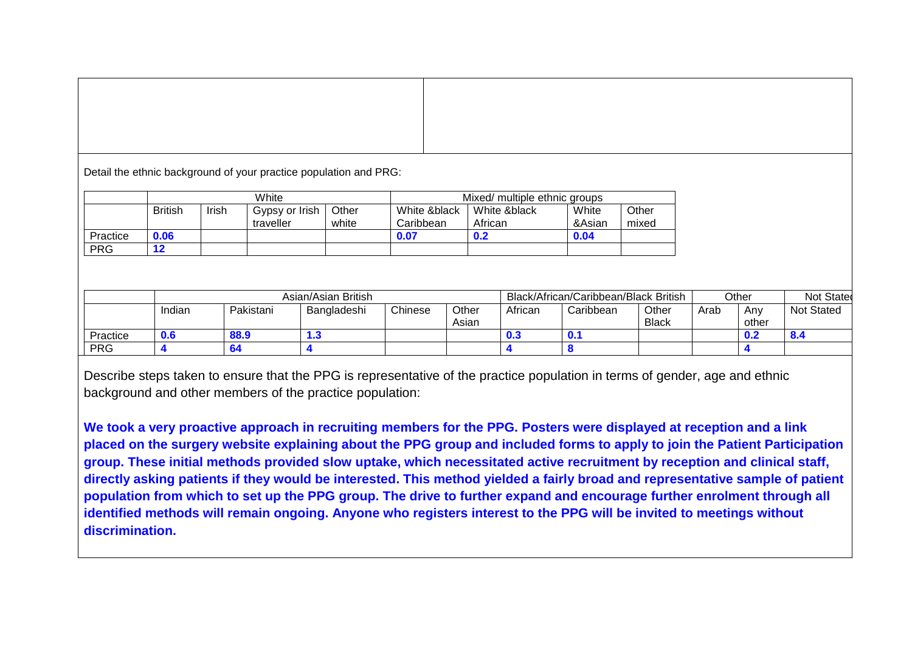Detail the ethnic background of your practice population and PRG:

| | White | | | | Mixed/ multiple ethnic groups | | | |
|---|---|---|---|---|---|---|---|---|
| | British | Irish | Gypsy or Irish traveller | Other white | White &black Caribbean | White &black African | White &Asian | Other mixed |
| Practice | **0.06** | | | | **0.07** | **0.2** | **0.04** | |
| PRG | **12** | | | | | | | |

| | Asian/Asian British | | | | | Black/African/Caribbean/Black British | | | Other | | Not Stated |
|---|---|---|---|---|---|---|---|---|---|---|---|
| | Indian | Pakistani | Bangladeshi | Chinese | Other Asian | African | Caribbean | Other Black | Arab | Any other | Not Stated |
| Practice | **0.6** | **88.9** | **1.3** | | | **0.3** | **0.1** | | | **0.2** | **8.4** |
| PRG | **4** | **64** | **4** | | | **4** | **8** | | | **4** | |

Describe steps taken to ensure that the PPG is representative of the practice population in terms of gender, age and ethnic background and other members of the practice population:

**We took a very proactive approach in recruiting members for the PPG. Posters were displayed at reception and a link placed on the surgery website explaining about the PPG group and included forms to apply to join the Patient Participation group. These initial methods provided slow uptake, which necessitated active recruitment by reception and clinical staff, directly asking patients if they would be interested. This method yielded a fairly broad and representative sample of patient population from which to set up the PPG group. The drive to further expand and encourage further enrolment through all identified methods will remain ongoing. Anyone who registers interest to the PPG will be invited to meetings without discrimination.**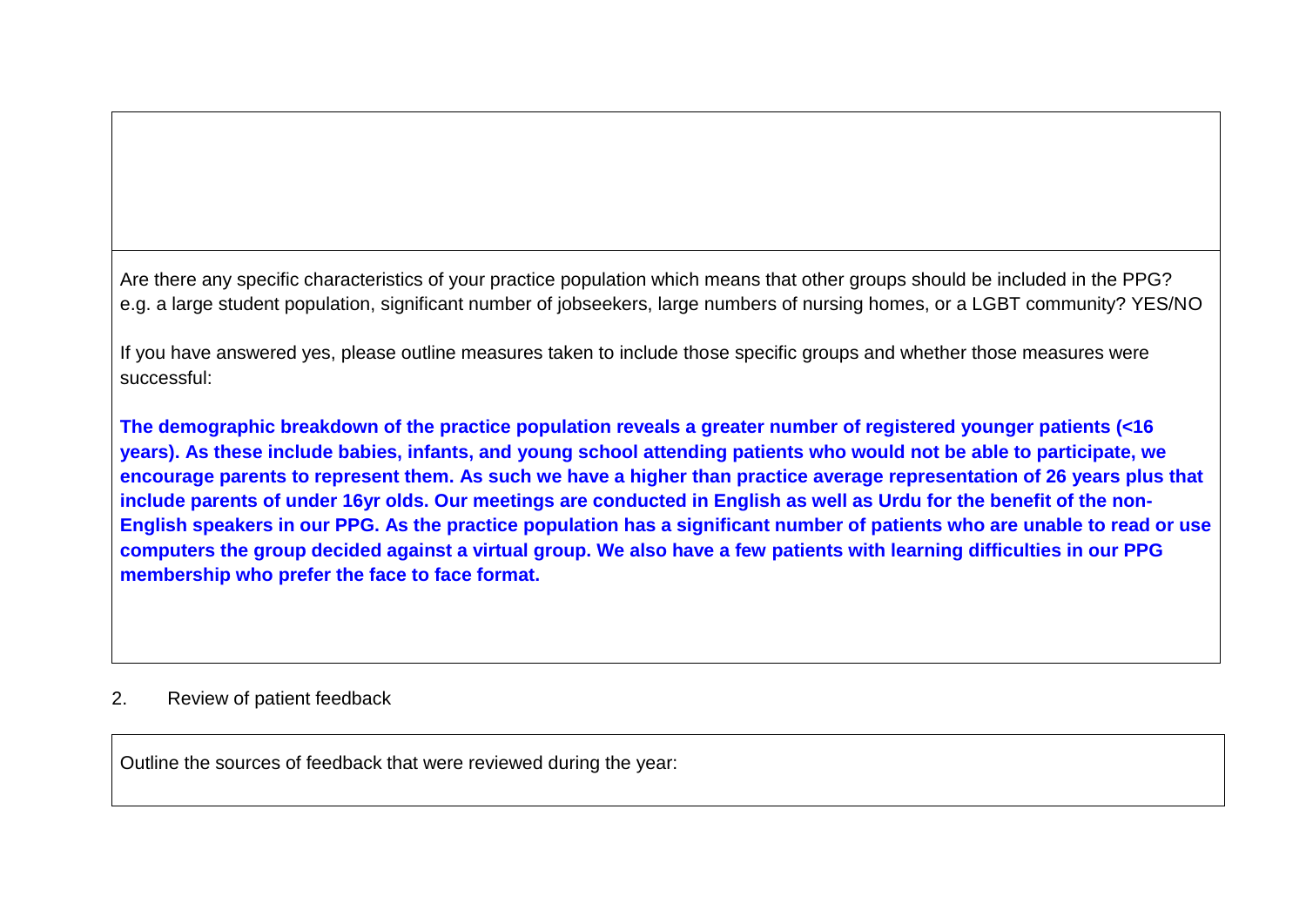Are there any specific characteristics of your practice population which means that other groups should be included in the PPG? e.g. a large student population, significant number of jobseekers, large numbers of nursing homes, or a LGBT community? YES/NO

If you have answered yes, please outline measures taken to include those specific groups and whether those measures were successful:

**The demographic breakdown of the practice population reveals a greater number of registered younger patients (<16 years). As these include babies, infants, and young school attending patients who would not be able to participate, we encourage parents to represent them. As such we have a higher than practice average representation of 26 years plus that include parents of under 16yr olds. Our meetings are conducted in English as well as Urdu for the benefit of the non-English speakers in our PPG. As the practice population has a significant number of patients who are unable to read or use computers the group decided against a virtual group. We also have a few patients with learning difficulties in our PPG membership who prefer the face to face format.**

2. Review of patient feedback

Outline the sources of feedback that were reviewed during the year: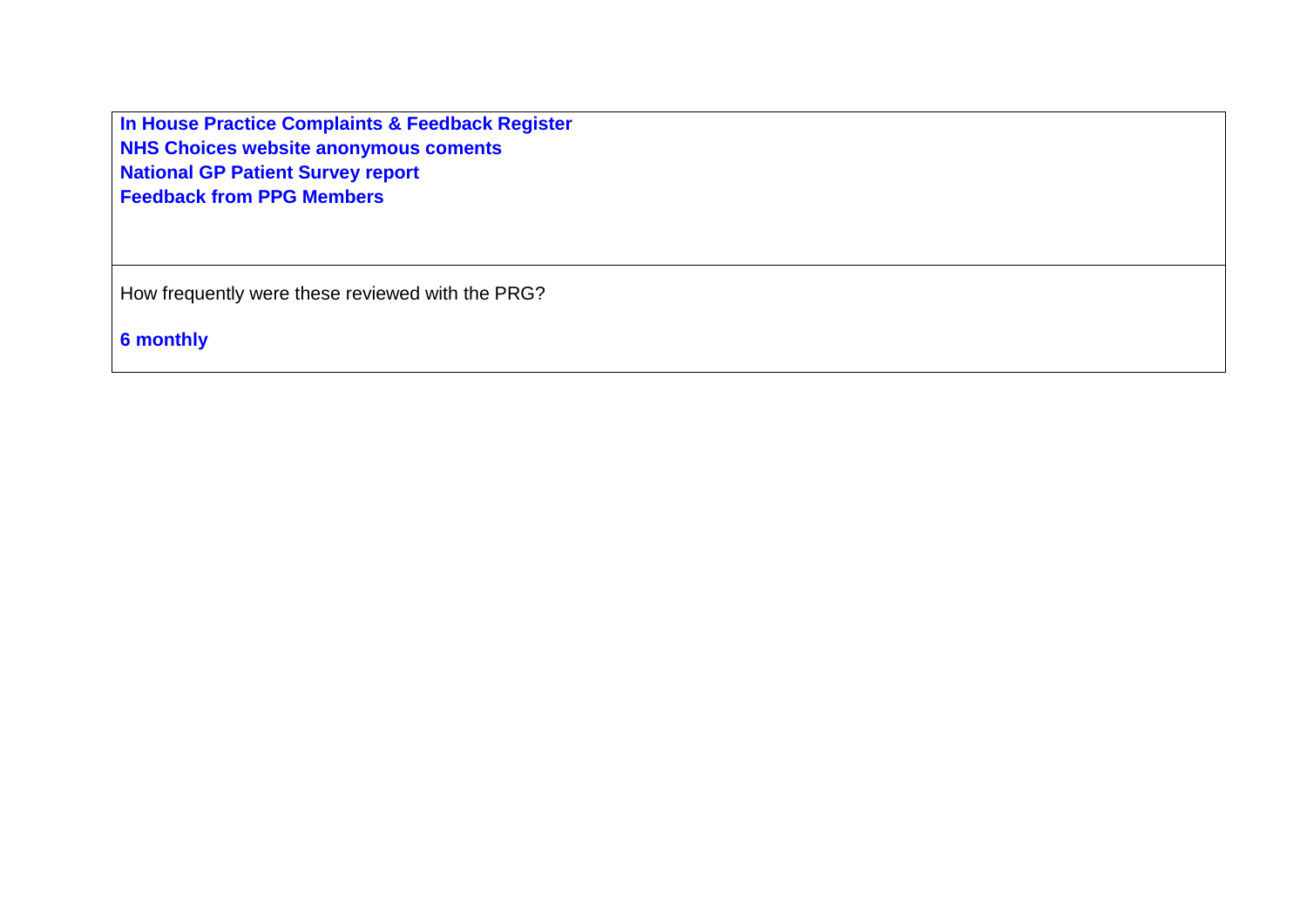**In House Practice Complaints & Feedback Register**
**NHS Choices website anonymous coments**
**National GP Patient Survey report**
**Feedback from PPG Members**

How frequently were these reviewed with the PRG?

**6 monthly**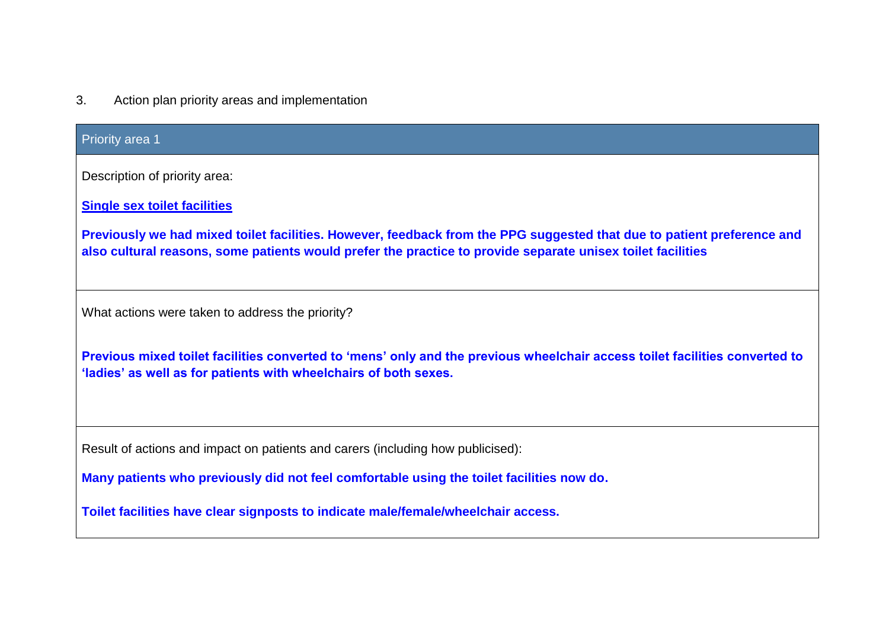3. Action plan priority areas and implementation

| Priority area 1 |
| --- |
| Description of priority area:<br><br>**Single sex toilet facilities**<br><br>**Previously we had mixed toilet facilities. However, feedback from the PPG suggested that due to patient preference and also cultural reasons, some patients would prefer the practice to provide separate unisex toilet facilities** |
| What actions were taken to address the priority?<br><br>**Previous mixed toilet facilities converted to 'mens' only and the previous wheelchair access toilet facilities converted to 'ladies' as well as for patients with wheelchairs of both sexes.** |
| Result of actions and impact on patients and carers (including how publicised):<br><br>**Many patients who previously did not feel comfortable using the toilet facilities now do.**<br><br>**Toilet facilities have clear signposts to indicate male/female/wheelchair access.** |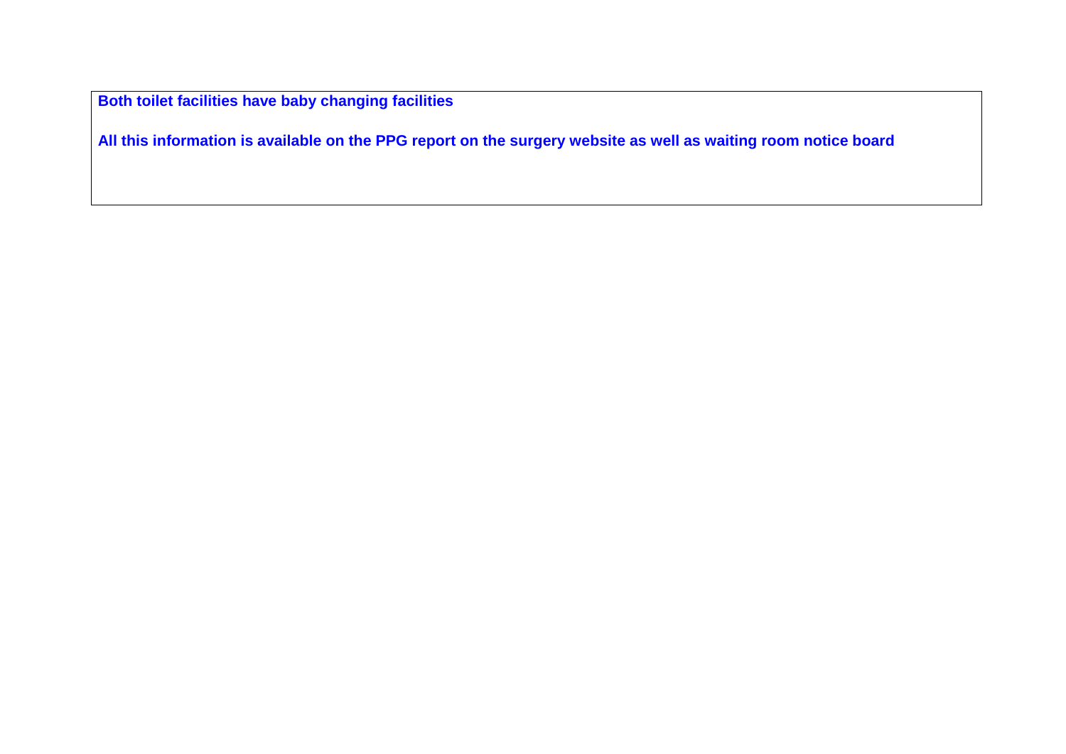**Both toilet facilities have baby changing facilities**

**All this information is available on the PPG report on the surgery website as well as waiting room notice board**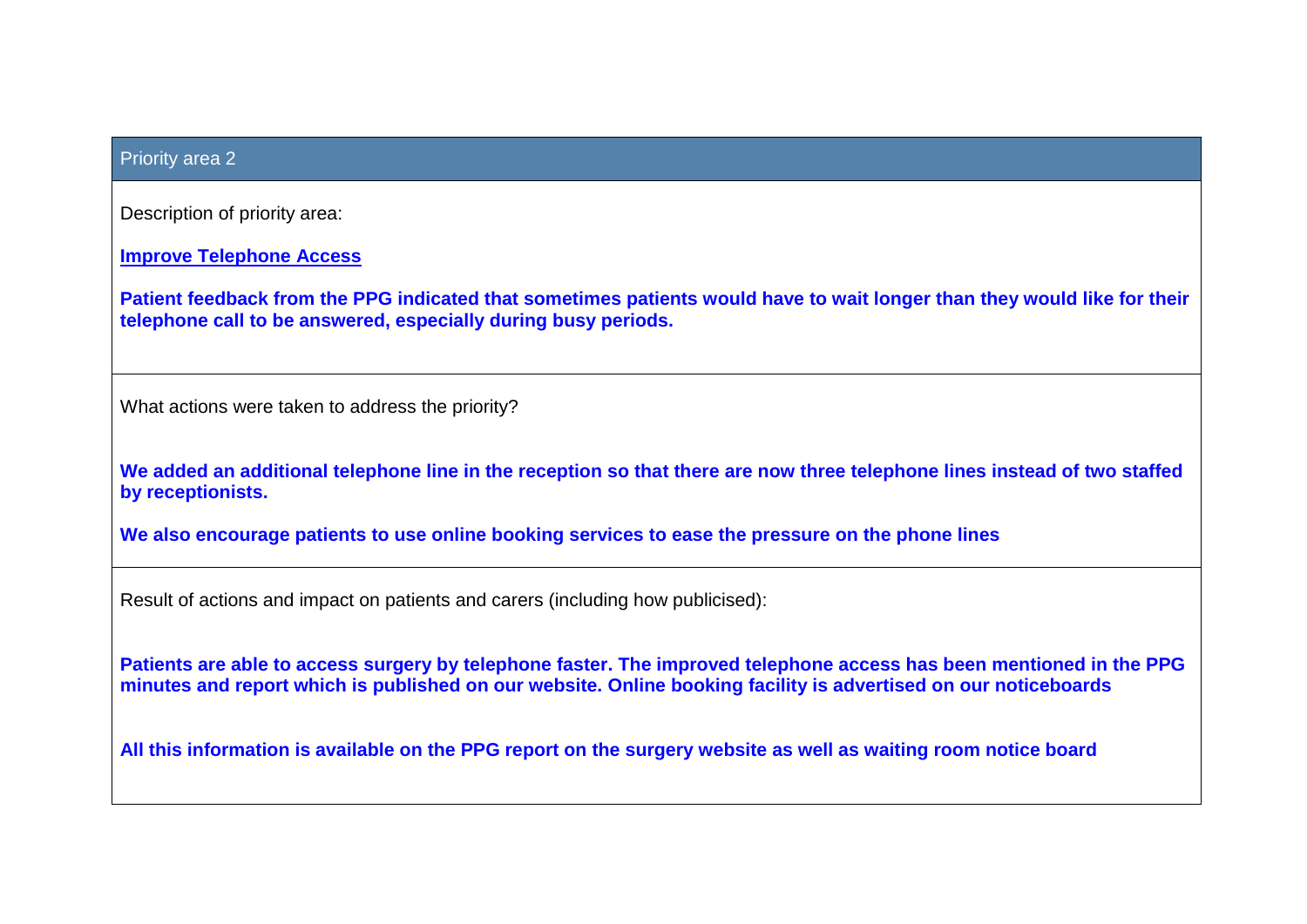## Priority area 2

Description of priority area:

**Improve Telephone Access**

**Patient feedback from the PPG indicated that sometimes patients would have to wait longer than they would like for their telephone call to be answered, especially during busy periods.**

What actions were taken to address the priority?

**We added an additional telephone line in the reception so that there are now three telephone lines instead of two staffed by receptionists.**

**We also encourage patients to use online booking services to ease the pressure on the phone lines**

Result of actions and impact on patients and carers (including how publicised):

**Patients are able to access surgery by telephone faster. The improved telephone access has been mentioned in the PPG minutes and report which is published on our website. Online booking facility is advertised on our noticeboards**

**All this information is available on the PPG report on the surgery website as well as waiting room notice board**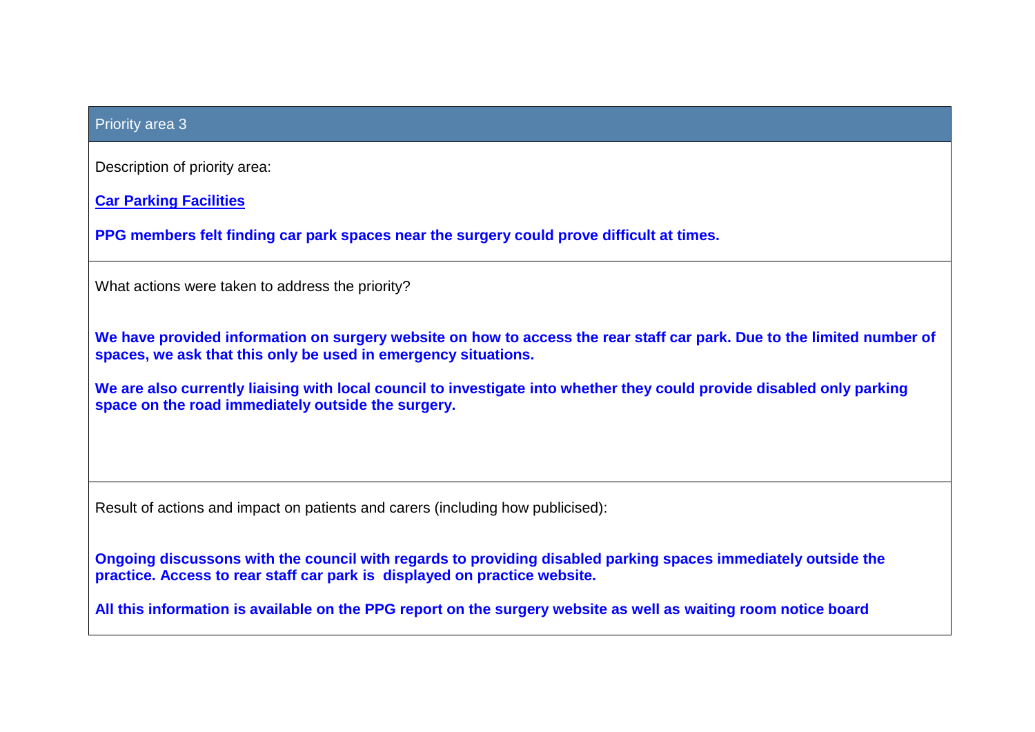| Priority area 3 |
|---|
| Description of priority area:<br><br>**Car Parking Facilities**<br><br>**PPG members felt finding car park spaces near the surgery could prove difficult at times.** |
| What actions were taken to address the priority?<br><br>**We have provided information on surgery website on how to access the rear staff car park. Due to the limited number of spaces, we ask that this only be used in emergency situations.**<br><br>**We are also currently liaising with local council to investigate into whether they could provide disabled only parking space on the road immediately outside the surgery.** |
| Result of actions and impact on patients and carers (including how publicised):<br><br>**Ongoing discussons with the council with regards to providing disabled parking spaces immediately outside the practice. Access to rear staff car park is displayed on practice website.**<br><br>**All this information is available on the PPG report on the surgery website as well as waiting room notice board** |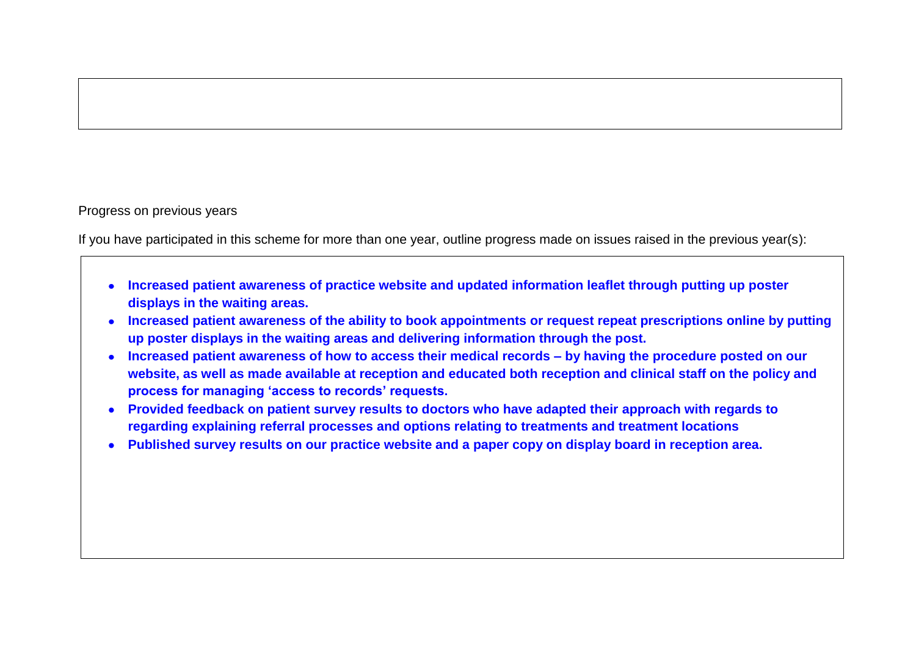Progress on previous years

If you have participated in this scheme for more than one year, outline progress made on issues raised in the previous year(s):

- **Increased patient awareness of practice website and updated information leaflet through putting up poster displays in the waiting areas.**
- **Increased patient awareness of the ability to book appointments or request repeat prescriptions online by putting up poster displays in the waiting areas and delivering information through the post.**
- **Increased patient awareness of how to access their medical records – by having the procedure posted on our website, as well as made available at reception and educated both reception and clinical staff on the policy and process for managing 'access to records' requests.**
- **Provided feedback on patient survey results to doctors who have adapted their approach with regards to regarding explaining referral processes and options relating to treatments and treatment locations**
- **Published survey results on our practice website and a paper copy on display board in reception area.**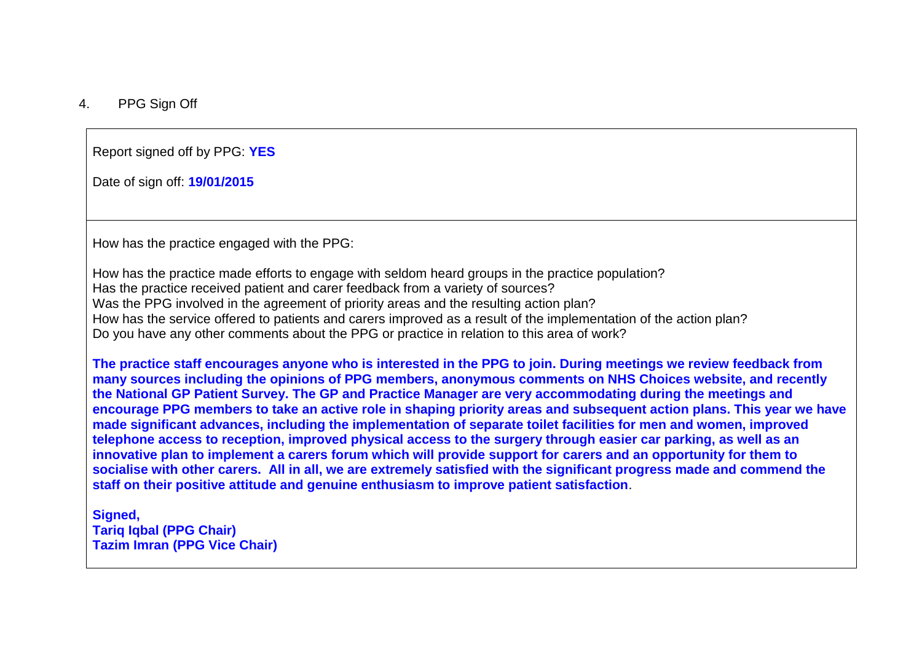4. PPG Sign Off

Report signed off by PPG: **YES**

Date of sign off: **19/01/2015**

How has the practice engaged with the PPG:

How has the practice made efforts to engage with seldom heard groups in the practice population?
Has the practice received patient and carer feedback from a variety of sources?
Was the PPG involved in the agreement of priority areas and the resulting action plan?
How has the service offered to patients and carers improved as a result of the implementation of the action plan?
Do you have any other comments about the PPG or practice in relation to this area of work?

**The practice staff encourages anyone who is interested in the PPG to join. During meetings we review feedback from many sources including the opinions of PPG members, anonymous comments on NHS Choices website, and recently the National GP Patient Survey. The GP and Practice Manager are very accommodating during the meetings and encourage PPG members to take an active role in shaping priority areas and subsequent action plans. This year we have made significant advances, including the implementation of separate toilet facilities for men and women, improved telephone access to reception, improved physical access to the surgery through easier car parking, as well as an innovative plan to implement a carers forum which will provide support for carers and an opportunity for them to socialise with other carers. All in all, we are extremely satisfied with the significant progress made and commend the staff on their positive attitude and genuine enthusiasm to improve patient satisfaction**.

**Signed,**
**Tariq Iqbal (PPG Chair)**
**Tazim Imran (PPG Vice Chair)**